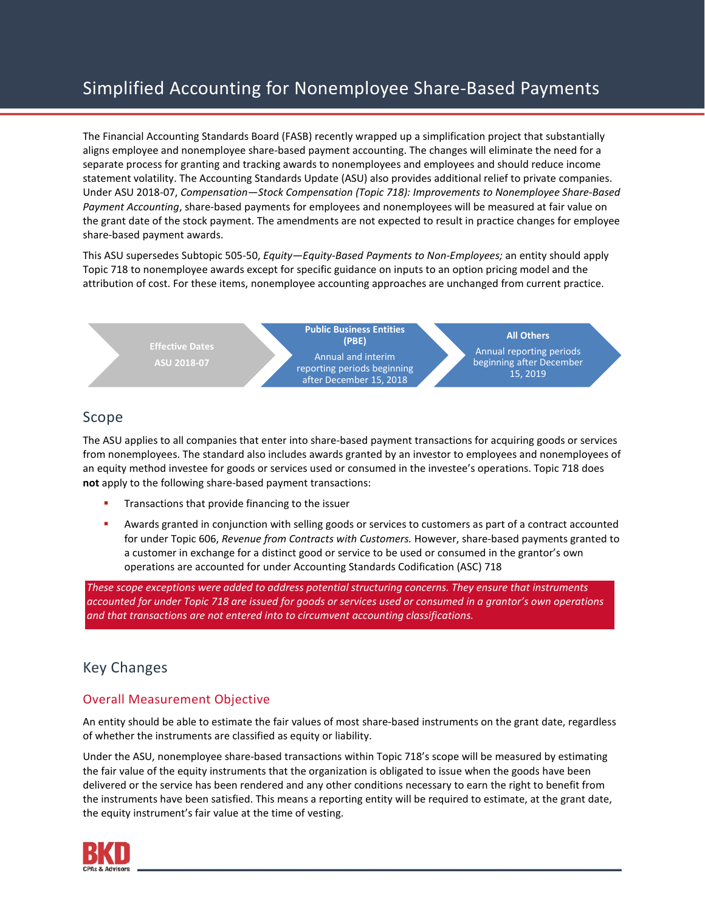# Simplified Accounting for Nonemployee Share-Based Payments

The Financial Accounting Standards Board (FASB) recently wrapped up a simplification project that substantially aligns employee and nonemployee share-based payment accounting. The changes will eliminate the need for a separate process for granting and tracking awards to nonemployees and employees and should reduce income statement volatility. The Accounting Standards Update (ASU) also provides additional relief to private companies. Under ASU 2018-07, *Compensation—Stock Compensation (Topic 718): Improvements to Nonemployee Share-Based Payment Accounting*, share-based payments for employees and nonemployees will be measured at fair value on the grant date of the stock payment. The amendments are not expected to result in practice changes for employee share-based payment awards.

This ASU supersedes Subtopic 505-50, *Equity—Equity-Based Payments to Non-Employees;* an entity should apply Topic 718 to nonemployee awards except for specific guidance on inputs to an option pricing model and the attribution of cost. For these items, nonemployee accounting approaches are unchanged from current practice.

| Effective Dates ASU 2018-07 | Public Business Entities (PBE) | All Others |
|---|---|---|
| | Annual and interim reporting periods beginning after December 15, 2018 | Annual reporting periods beginning after December 15, 2019 |

## Scope

The ASU applies to all companies that enter into share-based payment transactions for acquiring goods or services from nonemployees. The standard also includes awards granted by an investor to employees and nonemployees of an equity method investee for goods or services used or consumed in the investee's operations. Topic 718 does **not** apply to the following share-based payment transactions:

- Transactions that provide financing to the issuer
- Awards granted in conjunction with selling goods or services to customers as part of a contract accounted for under Topic 606, *Revenue from Contracts with Customers.* However, share-based payments granted to a customer in exchange for a distinct good or service to be used or consumed in the grantor's own operations are accounted for under Accounting Standards Codification (ASC) 718

*These scope exceptions were added to address potential structuring concerns. They ensure that instruments accounted for under Topic 718 are issued for goods or services used or consumed in a grantor's own operations and that transactions are not entered into to circumvent accounting classifications.*

## Key Changes

### Overall Measurement Objective

An entity should be able to estimate the fair values of most share-based instruments on the grant date, regardless of whether the instruments are classified as equity or liability.

Under the ASU, nonemployee share-based transactions within Topic 718's scope will be measured by estimating the fair value of the equity instruments that the organization is obligated to issue when the goods have been delivered or the service has been rendered and any other conditions necessary to earn the right to benefit from the instruments have been satisfied. This means a reporting entity will be required to estimate, at the grant date, the equity instrument's fair value at the time of vesting.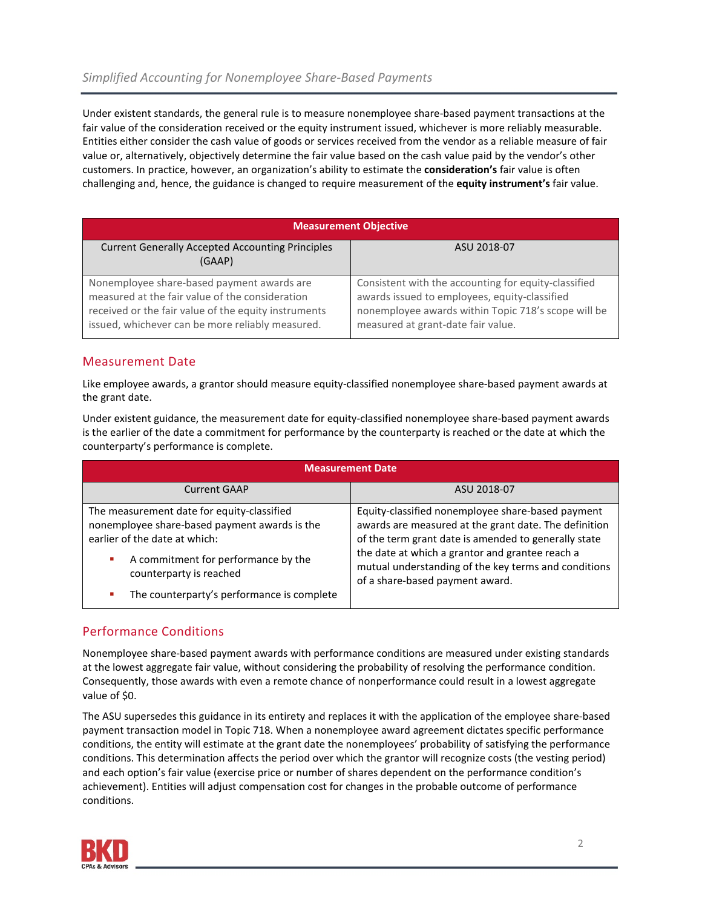Under existent standards, the general rule is to measure nonemployee share-based payment transactions at the fair value of the consideration received or the equity instrument issued, whichever is more reliably measurable. Entities either consider the cash value of goods or services received from the vendor as a reliable measure of fair value or, alternatively, objectively determine the fair value based on the cash value paid by the vendor's other customers. In practice, however, an organization's ability to estimate the **consideration's** fair value is often challenging and, hence, the guidance is changed to require measurement of the **equity instrument's** fair value.

| **Measurement Objective** | |
|---|---|
| Current Generally Accepted Accounting Principles (GAAP) | ASU 2018-07 |
| Nonemployee share-based payment awards are measured at the fair value of the consideration received or the fair value of the equity instruments issued, whichever can be more reliably measured. | Consistent with the accounting for equity-classified awards issued to employees, equity-classified nonemployee awards within Topic 718's scope will be measured at grant-date fair value. |

## Measurement Date

Like employee awards, a grantor should measure equity-classified nonemployee share-based payment awards at the grant date.

Under existent guidance, the measurement date for equity-classified nonemployee share-based payment awards is the earlier of the date a commitment for performance by the counterparty is reached or the date at which the counterparty's performance is complete.

| **Measurement Date** | |
|---|---|
| Current GAAP | ASU 2018-07 |
| The measurement date for equity-classified nonemployee share-based payment awards is the earlier of the date at which:<br>- A commitment for performance by the counterparty is reached<br>- The counterparty's performance is complete | Equity-classified nonemployee share-based payment awards are measured at the grant date. The definition of the term grant date is amended to generally state the date at which a grantor and grantee reach a mutual understanding of the key terms and conditions of a share-based payment award. |

## Performance Conditions

Nonemployee share-based payment awards with performance conditions are measured under existing standards at the lowest aggregate fair value, without considering the probability of resolving the performance condition. Consequently, those awards with even a remote chance of nonperformance could result in a lowest aggregate value of $0.

The ASU supersedes this guidance in its entirety and replaces it with the application of the employee share-based payment transaction model in Topic 718. When a nonemployee award agreement dictates specific performance conditions, the entity will estimate at the grant date the nonemployees' probability of satisfying the performance conditions. This determination affects the period over which the grantor will recognize costs (the vesting period) and each option's fair value (exercise price or number of shares dependent on the performance condition's achievement). Entities will adjust compensation cost for changes in the probable outcome of performance conditions.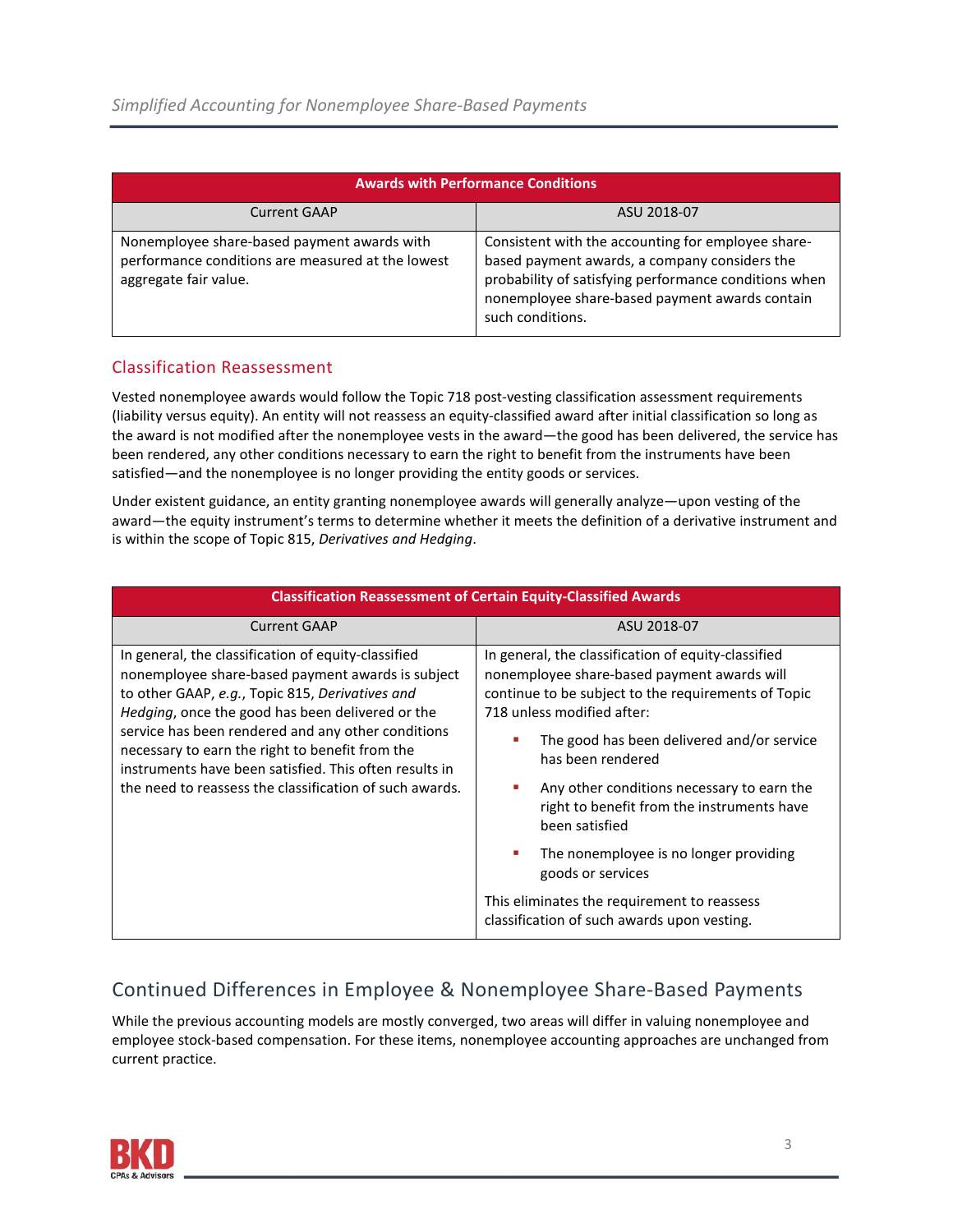| Awards with Performance Conditions | |
|---|---|
| Current GAAP | ASU 2018-07 |
| Nonemployee share-based payment awards with performance conditions are measured at the lowest aggregate fair value. | Consistent with the accounting for employee share-based payment awards, a company considers the probability of satisfying performance conditions when nonemployee share-based payment awards contain such conditions. |

## Classification Reassessment

Vested nonemployee awards would follow the Topic 718 post-vesting classification assessment requirements (liability versus equity). An entity will not reassess an equity-classified award after initial classification so long as the award is not modified after the nonemployee vests in the award—the good has been delivered, the service has been rendered, any other conditions necessary to earn the right to benefit from the instruments have been satisfied—and the nonemployee is no longer providing the entity goods or services.

Under existent guidance, an entity granting nonemployee awards will generally analyze—upon vesting of the award—the equity instrument's terms to determine whether it meets the definition of a derivative instrument and is within the scope of Topic 815, *Derivatives and Hedging*.

| Classification Reassessment of Certain Equity-Classified Awards | |
|---|---|
| Current GAAP | ASU 2018-07 |
| In general, the classification of equity-classified nonemployee share-based payment awards is subject to other GAAP, *e.g.*, Topic 815, *Derivatives and Hedging*, once the good has been delivered or the service has been rendered and any other conditions necessary to earn the right to benefit from the instruments have been satisfied. This often results in the need to reassess the classification of such awards. | In general, the classification of equity-classified nonemployee share-based payment awards will continue to be subject to the requirements of Topic 718 unless modified after:<br>▪ The good has been delivered and/or service has been rendered<br>▪ Any other conditions necessary to earn the right to benefit from the instruments have been satisfied<br>▪ The nonemployee is no longer providing goods or services<br>This eliminates the requirement to reassess classification of such awards upon vesting. |

## Continued Differences in Employee & Nonemployee Share-Based Payments

While the previous accounting models are mostly converged, two areas will differ in valuing nonemployee and employee stock-based compensation. For these items, nonemployee accounting approaches are unchanged from current practice.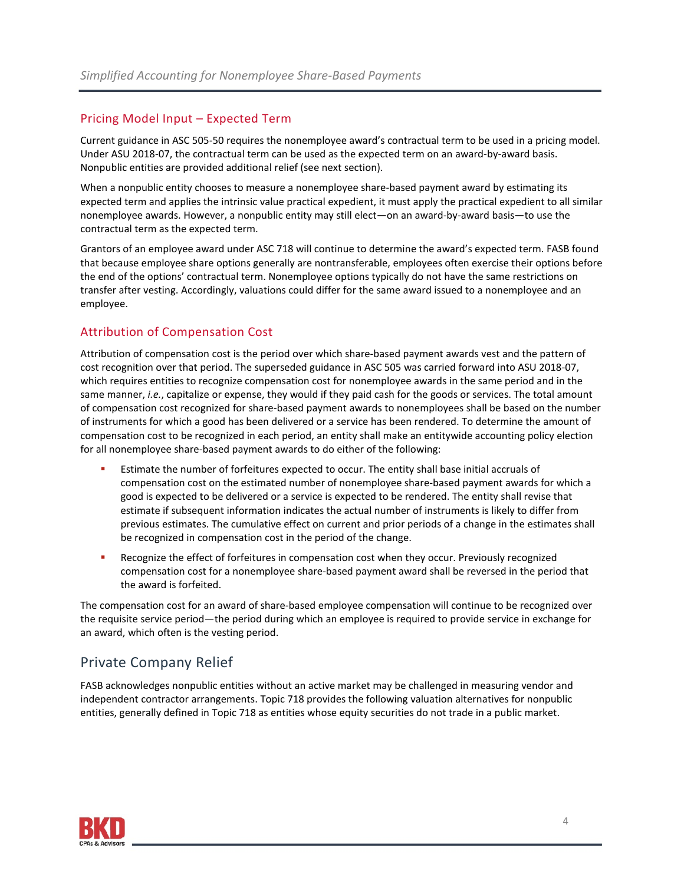## Pricing Model Input – Expected Term

Current guidance in ASC 505-50 requires the nonemployee award's contractual term to be used in a pricing model. Under ASU 2018-07, the contractual term can be used as the expected term on an award-by-award basis. Nonpublic entities are provided additional relief (see next section).

When a nonpublic entity chooses to measure a nonemployee share-based payment award by estimating its expected term and applies the intrinsic value practical expedient, it must apply the practical expedient to all similar nonemployee awards. However, a nonpublic entity may still elect—on an award-by-award basis—to use the contractual term as the expected term.

Grantors of an employee award under ASC 718 will continue to determine the award's expected term. FASB found that because employee share options generally are nontransferable, employees often exercise their options before the end of the options' contractual term. Nonemployee options typically do not have the same restrictions on transfer after vesting. Accordingly, valuations could differ for the same award issued to a nonemployee and an employee.

## Attribution of Compensation Cost

Attribution of compensation cost is the period over which share-based payment awards vest and the pattern of cost recognition over that period. The superseded guidance in ASC 505 was carried forward into ASU 2018-07, which requires entities to recognize compensation cost for nonemployee awards in the same period and in the same manner, *i.e.*, capitalize or expense, they would if they paid cash for the goods or services. The total amount of compensation cost recognized for share-based payment awards to nonemployees shall be based on the number of instruments for which a good has been delivered or a service has been rendered. To determine the amount of compensation cost to be recognized in each period, an entity shall make an entitywide accounting policy election for all nonemployee share-based payment awards to do either of the following:

- Estimate the number of forfeitures expected to occur. The entity shall base initial accruals of compensation cost on the estimated number of nonemployee share-based payment awards for which a good is expected to be delivered or a service is expected to be rendered. The entity shall revise that estimate if subsequent information indicates the actual number of instruments is likely to differ from previous estimates. The cumulative effect on current and prior periods of a change in the estimates shall be recognized in compensation cost in the period of the change.
- Recognize the effect of forfeitures in compensation cost when they occur. Previously recognized compensation cost for a nonemployee share-based payment award shall be reversed in the period that the award is forfeited.

The compensation cost for an award of share-based employee compensation will continue to be recognized over the requisite service period—the period during which an employee is required to provide service in exchange for an award, which often is the vesting period.

# Private Company Relief

FASB acknowledges nonpublic entities without an active market may be challenged in measuring vendor and independent contractor arrangements. Topic 718 provides the following valuation alternatives for nonpublic entities, generally defined in Topic 718 as entities whose equity securities do not trade in a public market.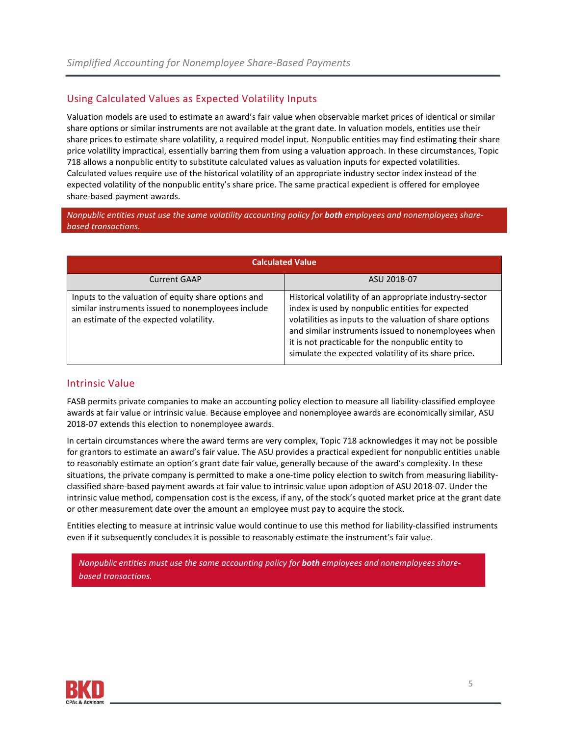## Using Calculated Values as Expected Volatility Inputs

Valuation models are used to estimate an award's fair value when observable market prices of identical or similar share options or similar instruments are not available at the grant date. In valuation models, entities use their share prices to estimate share volatility, a required model input. Nonpublic entities may find estimating their share price volatility impractical, essentially barring them from using a valuation approach. In these circumstances, Topic 718 allows a nonpublic entity to substitute calculated values as valuation inputs for expected volatilities. Calculated values require use of the historical volatility of an appropriate industry sector index instead of the expected volatility of the nonpublic entity's share price. The same practical expedient is offered for employee share-based payment awards.

*Nonpublic entities must use the same volatility accounting policy for **both** employees and nonemployees share-based transactions.*

| Calculated Value | |
|---|---|
| Current GAAP | ASU 2018-07 |
| Inputs to the valuation of equity share options and similar instruments issued to nonemployees include an estimate of the expected volatility. | Historical volatility of an appropriate industry-sector index is used by nonpublic entities for expected volatilities as inputs to the valuation of share options and similar instruments issued to nonemployees when it is not practicable for the nonpublic entity to simulate the expected volatility of its share price. |

## Intrinsic Value

FASB permits private companies to make an accounting policy election to measure all liability-classified employee awards at fair value or intrinsic value. Because employee and nonemployee awards are economically similar, ASU 2018-07 extends this election to nonemployee awards.

In certain circumstances where the award terms are very complex, Topic 718 acknowledges it may not be possible for grantors to estimate an award's fair value. The ASU provides a practical expedient for nonpublic entities unable to reasonably estimate an option's grant date fair value, generally because of the award's complexity. In these situations, the private company is permitted to make a one-time policy election to switch from measuring liability-classified share-based payment awards at fair value to intrinsic value upon adoption of ASU 2018-07. Under the intrinsic value method, compensation cost is the excess, if any, of the stock's quoted market price at the grant date or other measurement date over the amount an employee must pay to acquire the stock.

Entities electing to measure at intrinsic value would continue to use this method for liability-classified instruments even if it subsequently concludes it is possible to reasonably estimate the instrument's fair value.

*Nonpublic entities must use the same accounting policy for **both** employees and nonemployees share-based transactions.*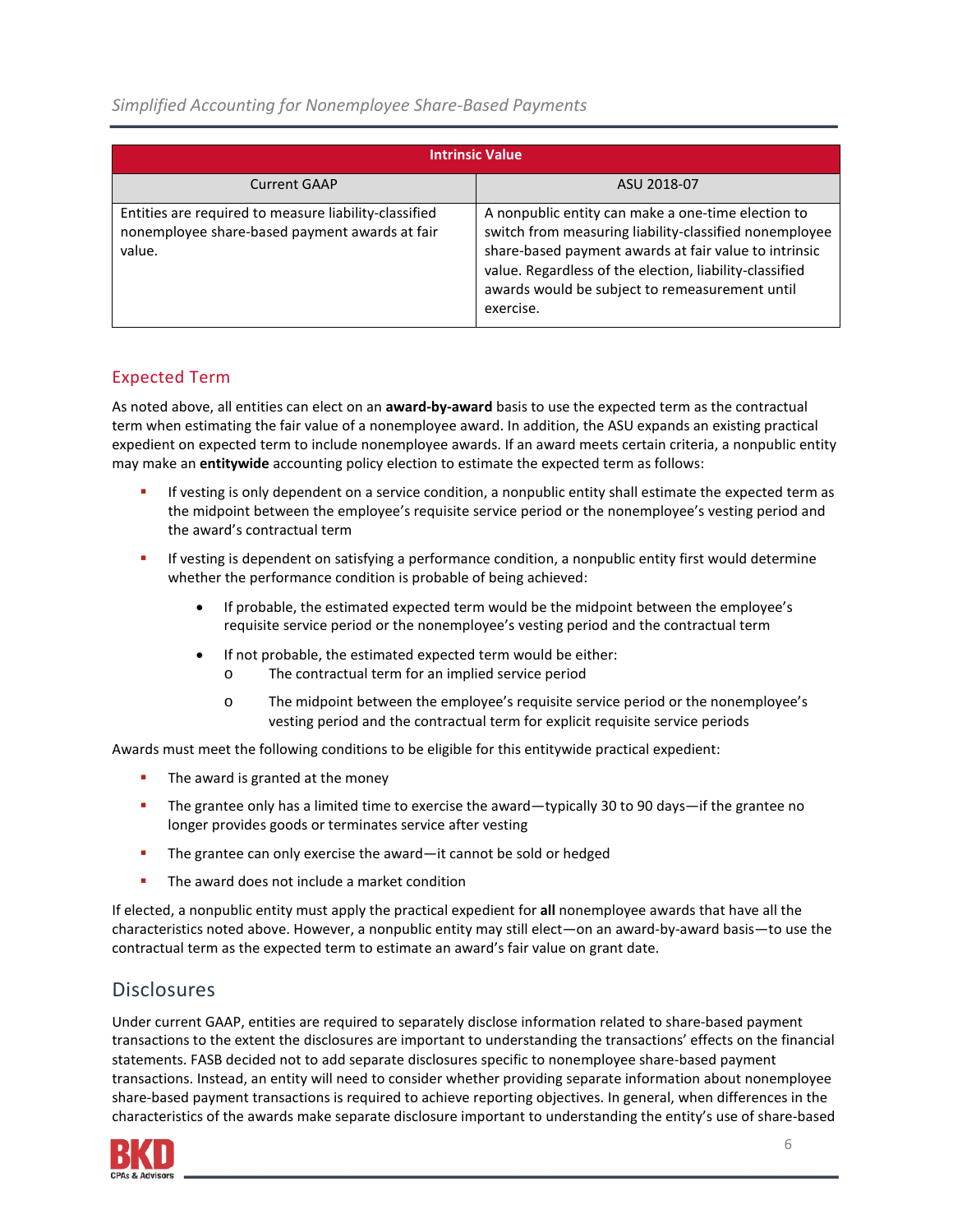| Intrinsic Value | |
|---|---|
| Current GAAP | ASU 2018-07 |
| Entities are required to measure liability-classified nonemployee share-based payment awards at fair value. | A nonpublic entity can make a one-time election to switch from measuring liability-classified nonemployee share-based payment awards at fair value to intrinsic value. Regardless of the election, liability-classified awards would be subject to remeasurement until exercise. |

## Expected Term

As noted above, all entities can elect on an **award-by-award** basis to use the expected term as the contractual term when estimating the fair value of a nonemployee award. In addition, the ASU expands an existing practical expedient on expected term to include nonemployee awards. If an award meets certain criteria, a nonpublic entity may make an **entitywide** accounting policy election to estimate the expected term as follows:

- If vesting is only dependent on a service condition, a nonpublic entity shall estimate the expected term as the midpoint between the employee's requisite service period or the nonemployee's vesting period and the award's contractual term
- If vesting is dependent on satisfying a performance condition, a nonpublic entity first would determine whether the performance condition is probable of being achieved:
  - If probable, the estimated expected term would be the midpoint between the employee's requisite service period or the nonemployee's vesting period and the contractual term
  - If not probable, the estimated expected term would be either:
    - The contractual term for an implied service period
    - The midpoint between the employee's requisite service period or the nonemployee's vesting period and the contractual term for explicit requisite service periods

Awards must meet the following conditions to be eligible for this entitywide practical expedient:

- The award is granted at the money
- The grantee only has a limited time to exercise the award—typically 30 to 90 days—if the grantee no longer provides goods or terminates service after vesting
- The grantee can only exercise the award—it cannot be sold or hedged
- The award does not include a market condition

If elected, a nonpublic entity must apply the practical expedient for **all** nonemployee awards that have all the characteristics noted above. However, a nonpublic entity may still elect—on an award-by-award basis—to use the contractual term as the expected term to estimate an award's fair value on grant date.

## Disclosures

Under current GAAP, entities are required to separately disclose information related to share-based payment transactions to the extent the disclosures are important to understanding the transactions' effects on the financial statements. FASB decided not to add separate disclosures specific to nonemployee share-based payment transactions. Instead, an entity will need to consider whether providing separate information about nonemployee share-based payment transactions is required to achieve reporting objectives. In general, when differences in the characteristics of the awards make separate disclosure important to understanding the entity's use of share-based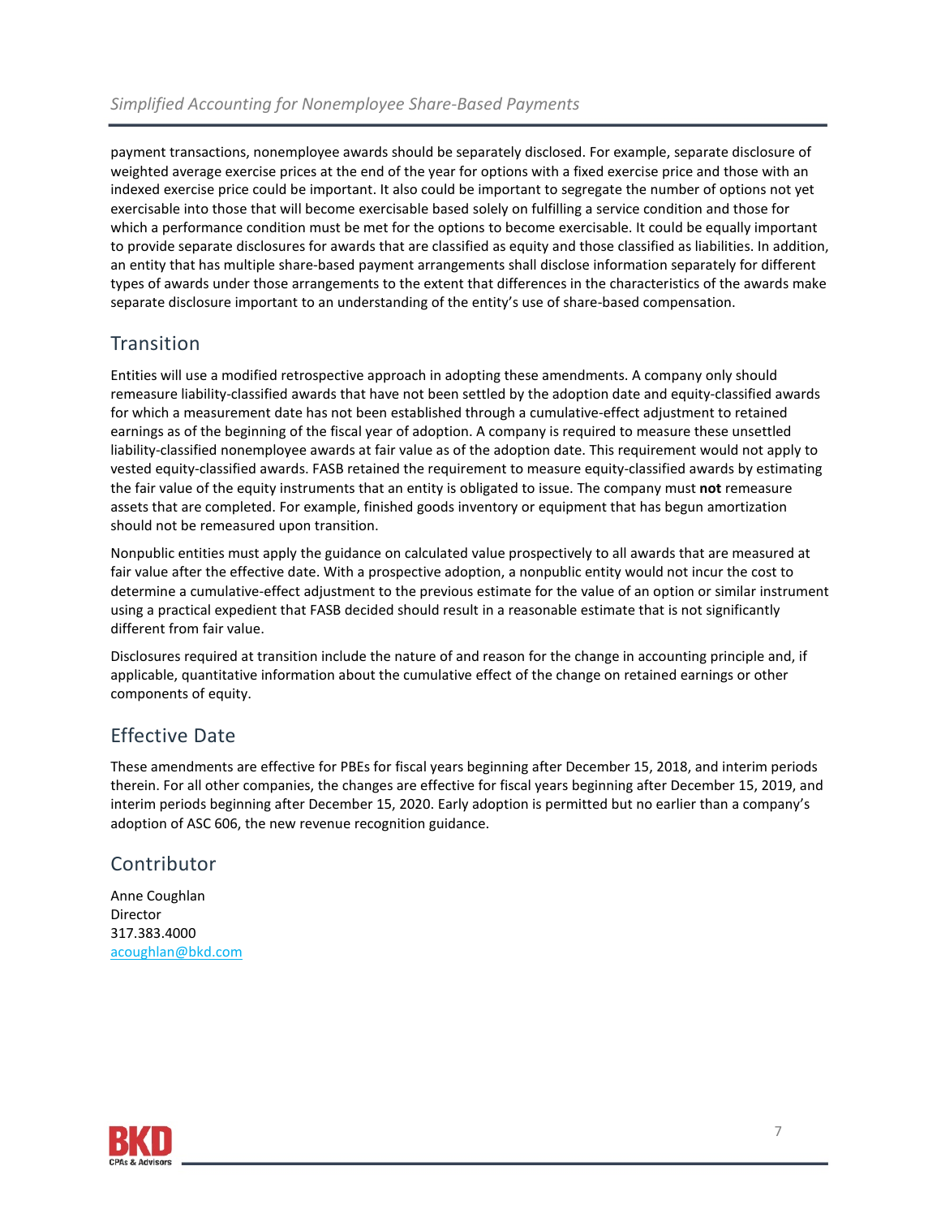payment transactions, nonemployee awards should be separately disclosed. For example, separate disclosure of weighted average exercise prices at the end of the year for options with a fixed exercise price and those with an indexed exercise price could be important. It also could be important to segregate the number of options not yet exercisable into those that will become exercisable based solely on fulfilling a service condition and those for which a performance condition must be met for the options to become exercisable. It could be equally important to provide separate disclosures for awards that are classified as equity and those classified as liabilities. In addition, an entity that has multiple share-based payment arrangements shall disclose information separately for different types of awards under those arrangements to the extent that differences in the characteristics of the awards make separate disclosure important to an understanding of the entity's use of share-based compensation.

## Transition

Entities will use a modified retrospective approach in adopting these amendments. A company only should remeasure liability-classified awards that have not been settled by the adoption date and equity-classified awards for which a measurement date has not been established through a cumulative-effect adjustment to retained earnings as of the beginning of the fiscal year of adoption. A company is required to measure these unsettled liability-classified nonemployee awards at fair value as of the adoption date. This requirement would not apply to vested equity-classified awards. FASB retained the requirement to measure equity-classified awards by estimating the fair value of the equity instruments that an entity is obligated to issue. The company must **not** remeasure assets that are completed. For example, finished goods inventory or equipment that has begun amortization should not be remeasured upon transition.

Nonpublic entities must apply the guidance on calculated value prospectively to all awards that are measured at fair value after the effective date. With a prospective adoption, a nonpublic entity would not incur the cost to determine a cumulative-effect adjustment to the previous estimate for the value of an option or similar instrument using a practical expedient that FASB decided should result in a reasonable estimate that is not significantly different from fair value.

Disclosures required at transition include the nature of and reason for the change in accounting principle and, if applicable, quantitative information about the cumulative effect of the change on retained earnings or other components of equity.

## Effective Date

These amendments are effective for PBEs for fiscal years beginning after December 15, 2018, and interim periods therein. For all other companies, the changes are effective for fiscal years beginning after December 15, 2019, and interim periods beginning after December 15, 2020. Early adoption is permitted but no earlier than a company's adoption of ASC 606, the new revenue recognition guidance.

## Contributor

Anne Coughlan
Director
317.383.4000
acoughlan@bkd.com